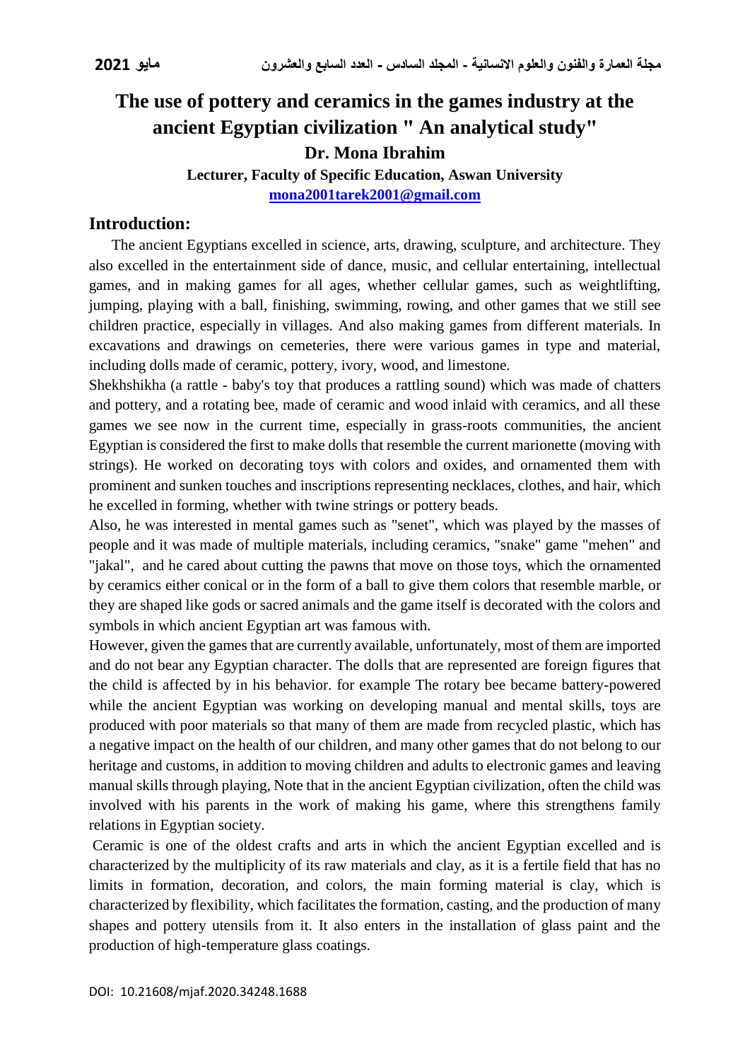# The use of pottery and ceramics in the games industry at the ancient Egyptian civilization " An analytical study"

**Dr. Mona Ibrahim**

**Lecturer, Faculty of Specific Education, Aswan University**

**mona2001tarek2001@gmail.com**

## Introduction:

The ancient Egyptians excelled in science, arts, drawing, sculpture, and architecture. They also excelled in the entertainment side of dance, music, and cellular entertaining, intellectual games, and in making games for all ages, whether cellular games, such as weightlifting, jumping, playing with a ball, finishing, swimming, rowing, and other games that we still see children practice, especially in villages. And also making games from different materials. In excavations and drawings on cemeteries, there were various games in type and material, including dolls made of ceramic, pottery, ivory, wood, and limestone.

Shekhshikha (a rattle - baby's toy that produces a rattling sound) which was made of chatters and pottery, and a rotating bee, made of ceramic and wood inlaid with ceramics, and all these games we see now in the current time, especially in grass-roots communities, the ancient Egyptian is considered the first to make dolls that resemble the current marionette (moving with strings). He worked on decorating toys with colors and oxides, and ornamented them with prominent and sunken touches and inscriptions representing necklaces, clothes, and hair, which he excelled in forming, whether with twine strings or pottery beads.

Also, he was interested in mental games such as "senet", which was played by the masses of people and it was made of multiple materials, including ceramics, "snake" game "mehen" and "jakal", and he cared about cutting the pawns that move on those toys, which the ornamented by ceramics either conical or in the form of a ball to give them colors that resemble marble, or they are shaped like gods or sacred animals and the game itself is decorated with the colors and symbols in which ancient Egyptian art was famous with.

However, given the games that are currently available, unfortunately, most of them are imported and do not bear any Egyptian character. The dolls that are represented are foreign figures that the child is affected by in his behavior. for example The rotary bee became battery-powered while the ancient Egyptian was working on developing manual and mental skills, toys are produced with poor materials so that many of them are made from recycled plastic, which has a negative impact on the health of our children, and many other games that do not belong to our heritage and customs, in addition to moving children and adults to electronic games and leaving manual skills through playing, Note that in the ancient Egyptian civilization, often the child was involved with his parents in the work of making his game, where this strengthens family relations in Egyptian society.

Ceramic is one of the oldest crafts and arts in which the ancient Egyptian excelled and is characterized by the multiplicity of its raw materials and clay, as it is a fertile field that has no limits in formation, decoration, and colors, the main forming material is clay, which is characterized by flexibility, which facilitates the formation, casting, and the production of many shapes and pottery utensils from it. It also enters in the installation of glass paint and the production of high-temperature glass coatings.

DOI: 10.21608/mjaf.2020.34248.1688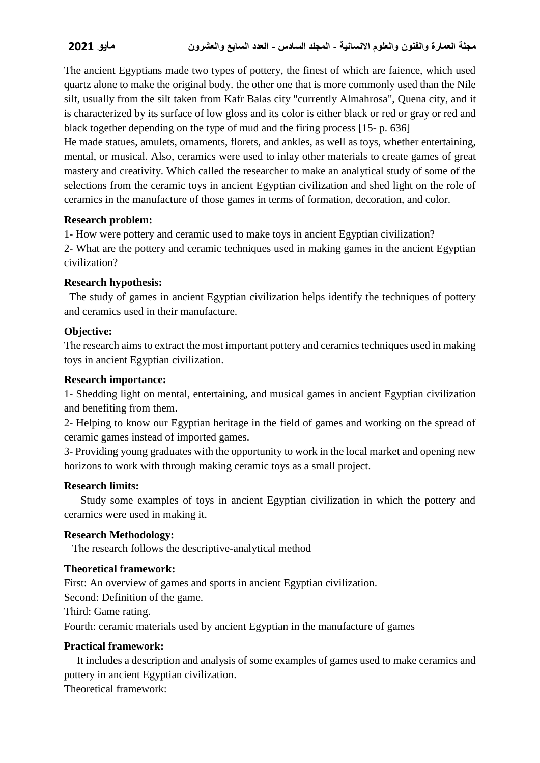The ancient Egyptians made two types of pottery, the finest of which are faience, which used quartz alone to make the original body. the other one that is more commonly used than the Nile silt, usually from the silt taken from Kafr Balas city "currently Almahrosa", Quena city, and it is characterized by its surface of low gloss and its color is either black or red or gray or red and black together depending on the type of mud and the firing process [15- p. 636]

He made statues, amulets, ornaments, florets, and ankles, as well as toys, whether entertaining, mental, or musical. Also, ceramics were used to inlay other materials to create games of great mastery and creativity. Which called the researcher to make an analytical study of some of the selections from the ceramic toys in ancient Egyptian civilization and shed light on the role of ceramics in the manufacture of those games in terms of formation, decoration, and color.

**Research problem:**

1- How were pottery and ceramic used to make toys in ancient Egyptian civilization?

2- What are the pottery and ceramic techniques used in making games in the ancient Egyptian civilization?

**Research hypothesis:**

The study of games in ancient Egyptian civilization helps identify the techniques of pottery and ceramics used in their manufacture.

**Objective:**

The research aims to extract the most important pottery and ceramics techniques used in making toys in ancient Egyptian civilization.

**Research importance:**

1- Shedding light on mental, entertaining, and musical games in ancient Egyptian civilization and benefiting from them.

2- Helping to know our Egyptian heritage in the field of games and working on the spread of ceramic games instead of imported games.

3- Providing young graduates with the opportunity to work in the local market and opening new horizons to work with through making ceramic toys as a small project.

**Research limits:**

Study some examples of toys in ancient Egyptian civilization in which the pottery and ceramics were used in making it.

**Research Methodology:**

The research follows the descriptive-analytical method

**Theoretical framework:**

First: An overview of games and sports in ancient Egyptian civilization.

Second: Definition of the game.

Third: Game rating.

Fourth: ceramic materials used by ancient Egyptian in the manufacture of games

**Practical framework:**

It includes a description and analysis of some examples of games used to make ceramics and pottery in ancient Egyptian civilization.

Theoretical framework: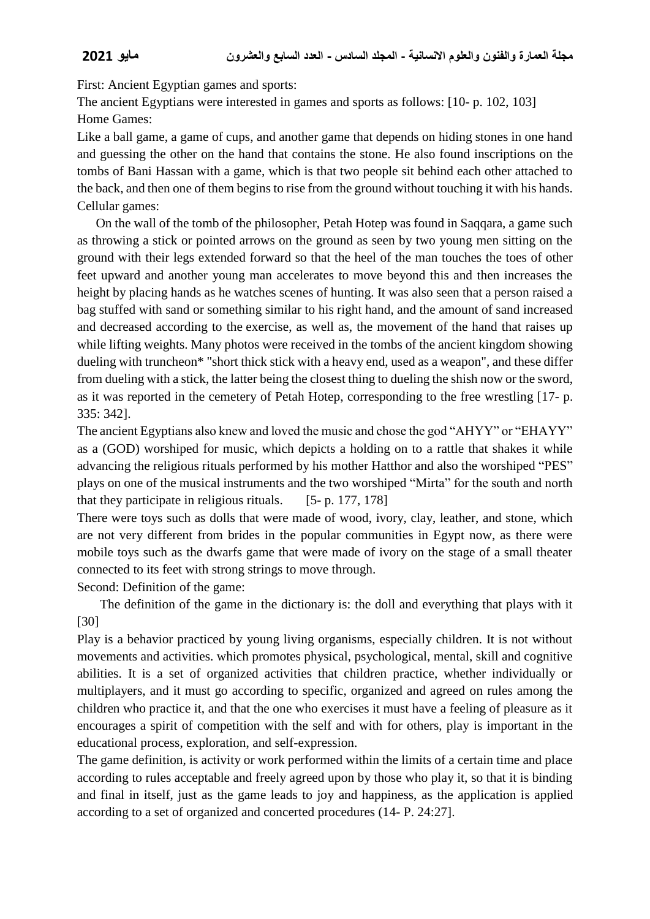First: Ancient Egyptian games and sports:

The ancient Egyptians were interested in games and sports as follows: [10- p. 102, 103]

Home Games:

Like a ball game, a game of cups, and another game that depends on hiding stones in one hand and guessing the other on the hand that contains the stone. He also found inscriptions on the tombs of Bani Hassan with a game, which is that two people sit behind each other attached to the back, and then one of them begins to rise from the ground without touching it with his hands.

Cellular games:

On the wall of the tomb of the philosopher, Petah Hotep was found in Saqqara, a game such as throwing a stick or pointed arrows on the ground as seen by two young men sitting on the ground with their legs extended forward so that the heel of the man touches the toes of other feet upward and another young man accelerates to move beyond this and then increases the height by placing hands as he watches scenes of hunting. It was also seen that a person raised a bag stuffed with sand or something similar to his right hand, and the amount of sand increased and decreased according to the exercise, as well as, the movement of the hand that raises up while lifting weights. Many photos were received in the tombs of the ancient kingdom showing dueling with truncheon* "short thick stick with a heavy end, used as a weapon", and these differ from dueling with a stick, the latter being the closest thing to dueling the shish now or the sword, as it was reported in the cemetery of Petah Hotep, corresponding to the free wrestling [17- p. 335: 342].

The ancient Egyptians also knew and loved the music and chose the god "AHYY" or "EHAYY" as a (GOD) worshiped for music, which depicts a holding on to a rattle that shakes it while advancing the religious rituals performed by his mother Hatthor and also the worshiped "PES" plays on one of the musical instruments and the two worshiped "Mirta" for the south and north that they participate in religious rituals. [5- p. 177, 178]

There were toys such as dolls that were made of wood, ivory, clay, leather, and stone, which are not very different from brides in the popular communities in Egypt now, as there were mobile toys such as the dwarfs game that were made of ivory on the stage of a small theater connected to its feet with strong strings to move through.

Second: Definition of the game:

The definition of the game in the dictionary is: the doll and everything that plays with it [30]

Play is a behavior practiced by young living organisms, especially children. It is not without movements and activities. which promotes physical, psychological, mental, skill and cognitive abilities. It is a set of organized activities that children practice, whether individually or multiplayers, and it must go according to specific, organized and agreed on rules among the children who practice it, and that the one who exercises it must have a feeling of pleasure as it encourages a spirit of competition with the self and with for others, play is important in the educational process, exploration, and self-expression.

The game definition, is activity or work performed within the limits of a certain time and place according to rules acceptable and freely agreed upon by those who play it, so that it is binding and final in itself, just as the game leads to joy and happiness, as the application is applied according to a set of organized and concerted procedures (14- P. 24:27].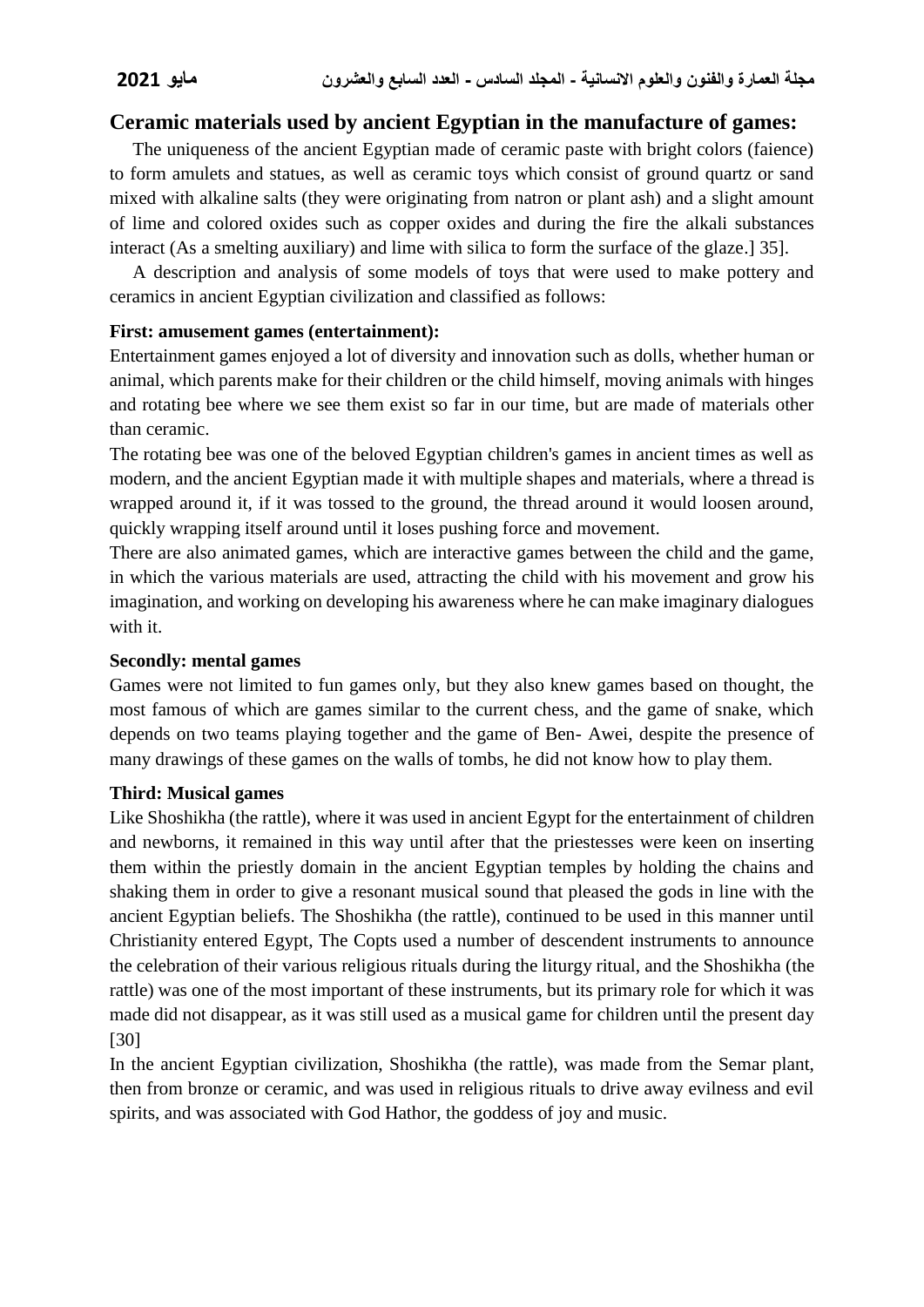## Ceramic materials used by ancient Egyptian in the manufacture of games:

The uniqueness of the ancient Egyptian made of ceramic paste with bright colors (faience) to form amulets and statues, as well as ceramic toys which consist of ground quartz or sand mixed with alkaline salts (they were originating from natron or plant ash) and a slight amount of lime and colored oxides such as copper oxides and during the fire the alkali substances interact (As a smelting auxiliary) and lime with silica to form the surface of the glaze.] 35].

A description and analysis of some models of toys that were used to make pottery and ceramics in ancient Egyptian civilization and classified as follows:

**First: amusement games (entertainment):**

Entertainment games enjoyed a lot of diversity and innovation such as dolls, whether human or animal, which parents make for their children or the child himself, moving animals with hinges and rotating bee where we see them exist so far in our time, but are made of materials other than ceramic.

The rotating bee was one of the beloved Egyptian children's games in ancient times as well as modern, and the ancient Egyptian made it with multiple shapes and materials, where a thread is wrapped around it, if it was tossed to the ground, the thread around it would loosen around, quickly wrapping itself around until it loses pushing force and movement.

There are also animated games, which are interactive games between the child and the game, in which the various materials are used, attracting the child with his movement and grow his imagination, and working on developing his awareness where he can make imaginary dialogues with it.

**Secondly: mental games**

Games were not limited to fun games only, but they also knew games based on thought, the most famous of which are games similar to the current chess, and the game of snake, which depends on two teams playing together and the game of Ben- Awei, despite the presence of many drawings of these games on the walls of tombs, he did not know how to play them.

**Third: Musical games**

Like Shoshikha (the rattle), where it was used in ancient Egypt for the entertainment of children and newborns, it remained in this way until after that the priestesses were keen on inserting them within the priestly domain in the ancient Egyptian temples by holding the chains and shaking them in order to give a resonant musical sound that pleased the gods in line with the ancient Egyptian beliefs. The Shoshikha (the rattle), continued to be used in this manner until Christianity entered Egypt, The Copts used a number of descendent instruments to announce the celebration of their various religious rituals during the liturgy ritual, and the Shoshikha (the rattle) was one of the most important of these instruments, but its primary role for which it was made did not disappear, as it was still used as a musical game for children until the present day [30]

In the ancient Egyptian civilization, Shoshikha (the rattle), was made from the Semar plant, then from bronze or ceramic, and was used in religious rituals to drive away evilness and evil spirits, and was associated with God Hathor, the goddess of joy and music.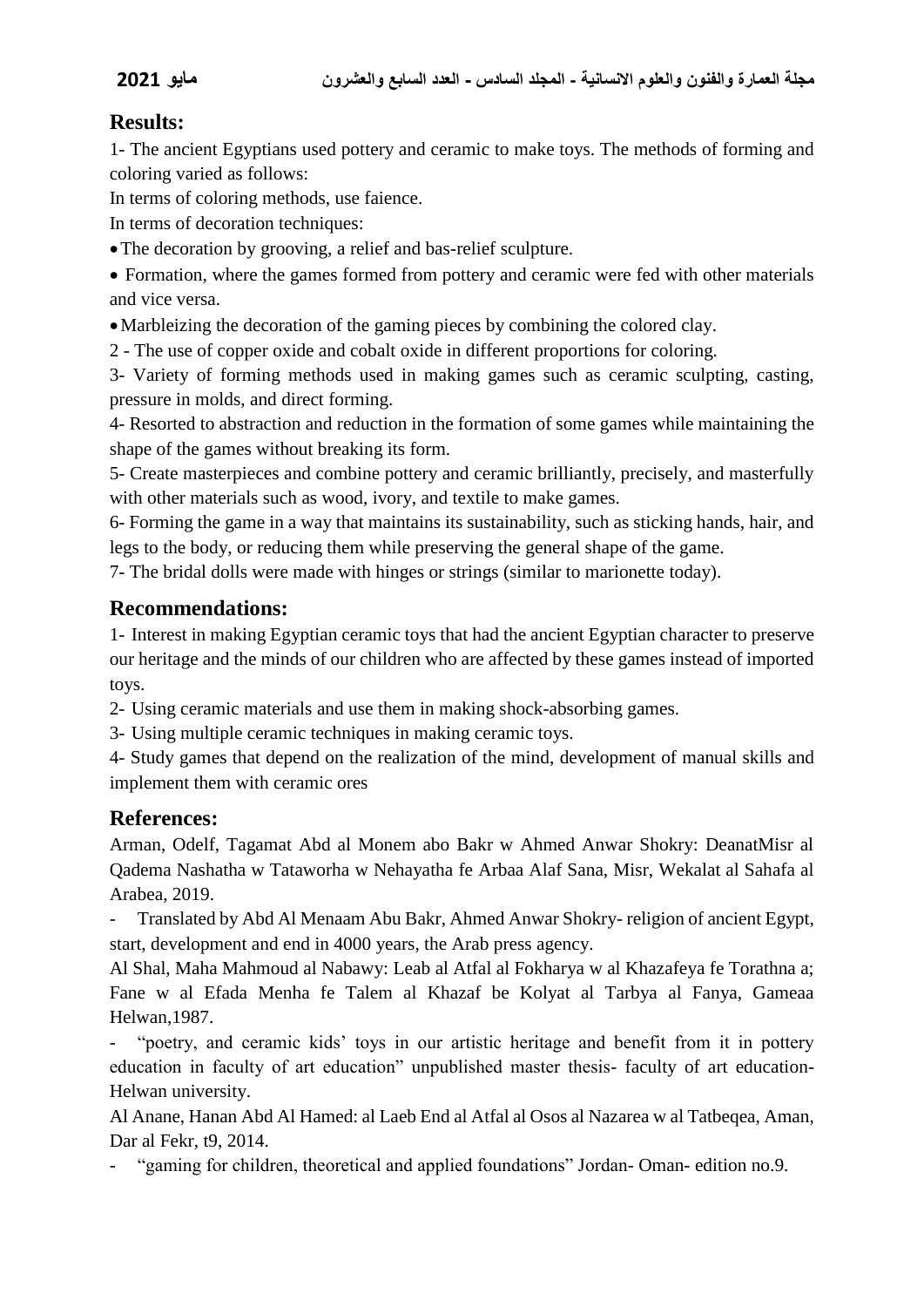## Results:

1- The ancient Egyptians used pottery and ceramic to make toys. The methods of forming and coloring varied as follows:

In terms of coloring methods, use faience.

In terms of decoration techniques:

- The decoration by grooving, a relief and bas-relief sculpture.
- Formation, where the games formed from pottery and ceramic were fed with other materials and vice versa.
- Marbleizing the decoration of the gaming pieces by combining the colored clay.

2 - The use of copper oxide and cobalt oxide in different proportions for coloring.

3- Variety of forming methods used in making games such as ceramic sculpting, casting, pressure in molds, and direct forming.

4- Resorted to abstraction and reduction in the formation of some games while maintaining the shape of the games without breaking its form.

5- Create masterpieces and combine pottery and ceramic brilliantly, precisely, and masterfully with other materials such as wood, ivory, and textile to make games.

6- Forming the game in a way that maintains its sustainability, such as sticking hands, hair, and legs to the body, or reducing them while preserving the general shape of the game.

7- The bridal dolls were made with hinges or strings (similar to marionette today).

## Recommendations:

1- Interest in making Egyptian ceramic toys that had the ancient Egyptian character to preserve our heritage and the minds of our children who are affected by these games instead of imported toys.

2- Using ceramic materials and use them in making shock-absorbing games.

3- Using multiple ceramic techniques in making ceramic toys.

4- Study games that depend on the realization of the mind, development of manual skills and implement them with ceramic ores

## References:

Arman, Odelf, Tagamat Abd al Monem abo Bakr w Ahmed Anwar Shokry: DeanatMisr al Qadema Nashatha w Tataworha w Nehayatha fe Arbaa Alaf Sana, Misr, Wekalat al Sahafa al Arabea, 2019.

- Translated by Abd Al Menaam Abu Bakr, Ahmed Anwar Shokry- religion of ancient Egypt, start, development and end in 4000 years, the Arab press agency.

Al Shal, Maha Mahmoud al Nabawy: Leab al Atfal al Fokharya w al Khazafeya fe Torathna a; Fane w al Efada Menha fe Talem al Khazaf be Kolyat al Tarbya al Fanya, Gameaa Helwan,1987.

- "poetry, and ceramic kids' toys in our artistic heritage and benefit from it in pottery education in faculty of art education" unpublished master thesis- faculty of art education- Helwan university.

Al Anane, Hanan Abd Al Hamed: al Laeb End al Atfal al Osos al Nazarea w al Tatbeqea, Aman, Dar al Fekr, t9, 2014.

- "gaming for children, theoretical and applied foundations" Jordan- Oman- edition no.9.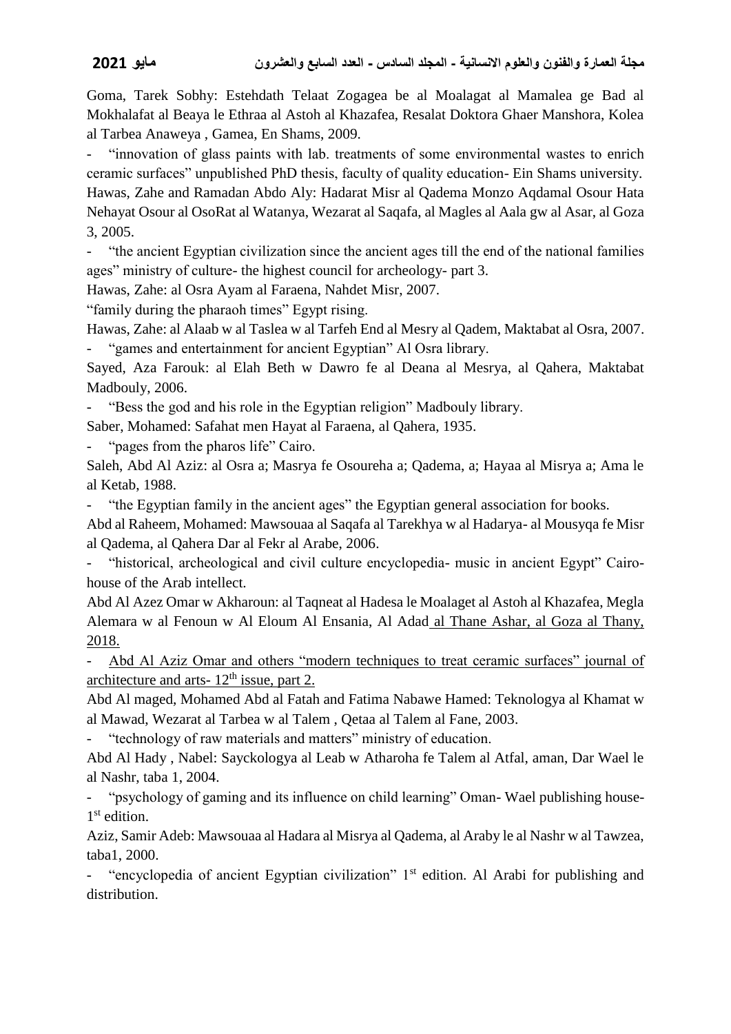Goma, Tarek Sobhy: Estehdath Telaat Zogagea be al Moalagat al Mamalea ge Bad al Mokhalafat al Beaya le Ethraa al Astoh al Khazafea, Resalat Doktora Ghaer Manshora, Kolea al Tarbea Anaweya , Gamea, En Shams, 2009.

- "innovation of glass paints with lab. treatments of some environmental wastes to enrich ceramic surfaces" unpublished PhD thesis, faculty of quality education- Ein Shams university.

Hawas, Zahe and Ramadan Abdo Aly: Hadarat Misr al Qadema Monzo Aqdamal Osour Hata Nehayat Osour al OsoRat al Watanya, Wezarat al Saqafa, al Magles al Aala gw al Asar, al Goza 3, 2005.

- "the ancient Egyptian civilization since the ancient ages till the end of the national families ages" ministry of culture- the highest council for archeology- part 3.

Hawas, Zahe: al Osra Ayam al Faraena, Nahdet Misr, 2007.

"family during the pharaoh times" Egypt rising.

Hawas, Zahe: al Alaab w al Taslea w al Tarfeh End al Mesry al Qadem, Maktabat al Osra, 2007.

- "games and entertainment for ancient Egyptian" Al Osra library.

Sayed, Aza Farouk: al Elah Beth w Dawro fe al Deana al Mesrya, al Qahera, Maktabat Madbouly, 2006.

- "Bess the god and his role in the Egyptian religion" Madbouly library.

Saber, Mohamed: Safahat men Hayat al Faraena, al Qahera, 1935.

- "pages from the pharos life" Cairo.

Saleh, Abd Al Aziz: al Osra a; Masrya fe Osoureha a; Qadema, a; Hayaa al Misrya a; Ama le al Ketab, 1988.

- "the Egyptian family in the ancient ages" the Egyptian general association for books.

Abd al Raheem, Mohamed: Mawsouaa al Saqafa al Tarekhya w al Hadarya- al Mousyqa fe Misr al Qadema, al Qahera Dar al Fekr al Arabe, 2006.

- "historical, archeological and civil culture encyclopedia- music in ancient Egypt" Cairo- house of the Arab intellect.

Abd Al Azez Omar w Akharoun: al Taqneat al Hadesa le Moalaget al Astoh al Khazafea, Megla Alemara w al Fenoun w Al Eloum Al Ensania, Al Adad al Thane Ashar, al Goza al Thany, 2018.

- Abd Al Aziz Omar and others "modern techniques to treat ceramic surfaces" journal of architecture and arts- 12th issue, part 2.

Abd Al maged, Mohamed Abd al Fatah and Fatima Nabawe Hamed: Teknologya al Khamat w al Mawad, Wezarat al Tarbea w al Talem , Qetaa al Talem al Fane, 2003.

- "technology of raw materials and matters" ministry of education.

Abd Al Hady , Nabel: Sayckologya al Leab w Atharoha fe Talem al Atfal, aman, Dar Wael le al Nashr, taba 1, 2004.

- "psychology of gaming and its influence on child learning" Oman- Wael publishing house- 1st edition.

Aziz, Samir Adeb: Mawsouaa al Hadara al Misrya al Qadema, al Araby le al Nashr w al Tawzea, taba1, 2000.

- "encyclopedia of ancient Egyptian civilization" 1st edition. Al Arabi for publishing and distribution.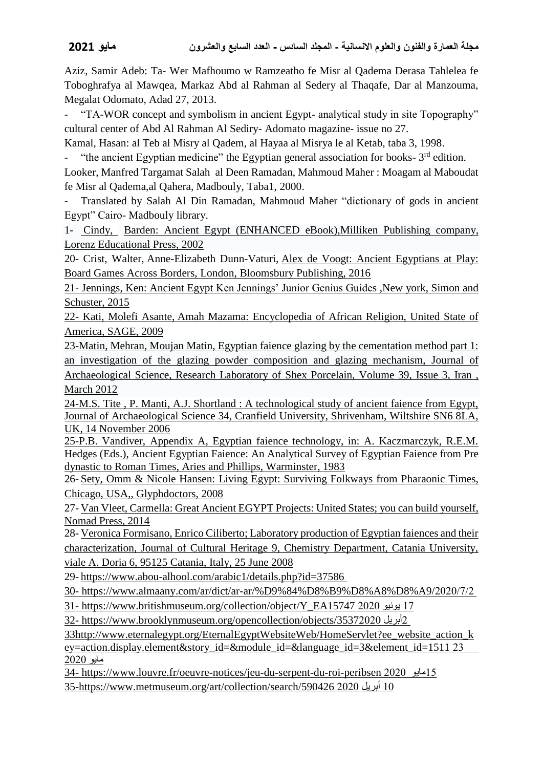Aziz, Samir Adeb: Ta- Wer Mafhoumo w Ramzeatho fe Misr al Qadema Derasa Tahlelea fe Toboghrafya al Mawqea, Markaz Abd al Rahman al Sedery al Thaqafe, Dar al Manzouma, Megalat Odomato, Adad 27, 2013.

- "TA-WOR concept and symbolism in ancient Egypt- analytical study in site Topography" cultural center of Abd Al Rahman Al Sediry- Adomato magazine- issue no 27.

Kamal, Hasan: al Teb al Misry al Qadem, al Hayaa al Misrya le al Ketab, taba 3, 1998.

- "the ancient Egyptian medicine" the Egyptian general association for books- 3rd edition.

Looker, Manfred Targamat Salah al Deen Ramadan, Mahmoud Maher : Moagam al Maboudat fe Misr al Qadema,al Qahera, Madbouly, Taba1, 2000.

- Translated by Salah Al Din Ramadan, Mahmoud Maher "dictionary of gods in ancient Egypt" Cairo- Madbouly library.

1- Cindy, Barden: Ancient Egypt (ENHANCED eBook),Milliken Publishing company, Lorenz Educational Press, 2002

20- Crist, Walter, Anne-Elizabeth Dunn-Vaturi, Alex de Voogt: Ancient Egyptians at Play: Board Games Across Borders, London, Bloomsbury Publishing, 2016

21- Jennings, Ken: Ancient Egypt Ken Jennings' Junior Genius Guides ,New york, Simon and Schuster, 2015

22- Kati, Molefi Asante, Amah Mazama: Encyclopedia of African Religion, United State of America, SAGE, 2009

23-Matin, Mehran, Moujan Matin, Egyptian faience glazing by the cementation method part 1: an investigation of the glazing powder composition and glazing mechanism, Journal of Archaeological Science, Research Laboratory of Shex Porcelain, Volume 39, Issue 3, Iran , March 2012

24-M.S. Tite , P. Manti, A.J. Shortland : A technological study of ancient faience from Egypt, Journal of Archaeological Science 34, Cranfield University, Shrivenham, Wiltshire SN6 8LA, UK, 14 November 2006

25-P.B. Vandiver, Appendix A, Egyptian faience technology, in: A. Kaczmarczyk, R.E.M. Hedges (Eds.), Ancient Egyptian Faience: An Analytical Survey of Egyptian Faience from Pre dynastic to Roman Times, Aries and Phillips, Warminster, 1983

26- Sety, Omm & Nicole Hansen: Living Egypt: Surviving Folkways from Pharaonic Times, Chicago, USA,, Glyphdoctors, 2008

27- Van Vleet, Carmella: Great Ancient EGYPT Projects: United States; you can build yourself, Nomad Press, 2014

28- Veronica Formisano, Enrico Ciliberto; Laboratory production of Egyptian faiences and their characterization, Journal of Cultural Heritage 9, Chemistry Department, Catania University, viale A. Doria 6, 95125 Catania, Italy, 25 June 2008

29- https://www.abou-alhool.com/arabic1/details.php?id=37586

30- https://www.almaany.com/ar/dict/ar-ar/%D9%84%D8%B9%D8%A8%D8%A9/2020/7/2

31- https://www.britishmuseum.org/collection/object/Y_EA15747 2020 يونيو 17

32- https://www.brooklynmuseum.org/opencollection/objects/35372020 أبريل2

33http://www.eternalegypt.org/EternalEgyptWebsiteWeb/HomeServlet?ee_website_action_key=action.display.element&story_id=&module_id=&language_id=3&element_id=1511 23 مايو 2020

34- https://www.louvre.fr/oeuvre-notices/jeu-du-serpent-du-roi-peribsen 2020 مايو15

35-https://www.metmuseum.org/art/collection/search/590426 2020 أبريل 10